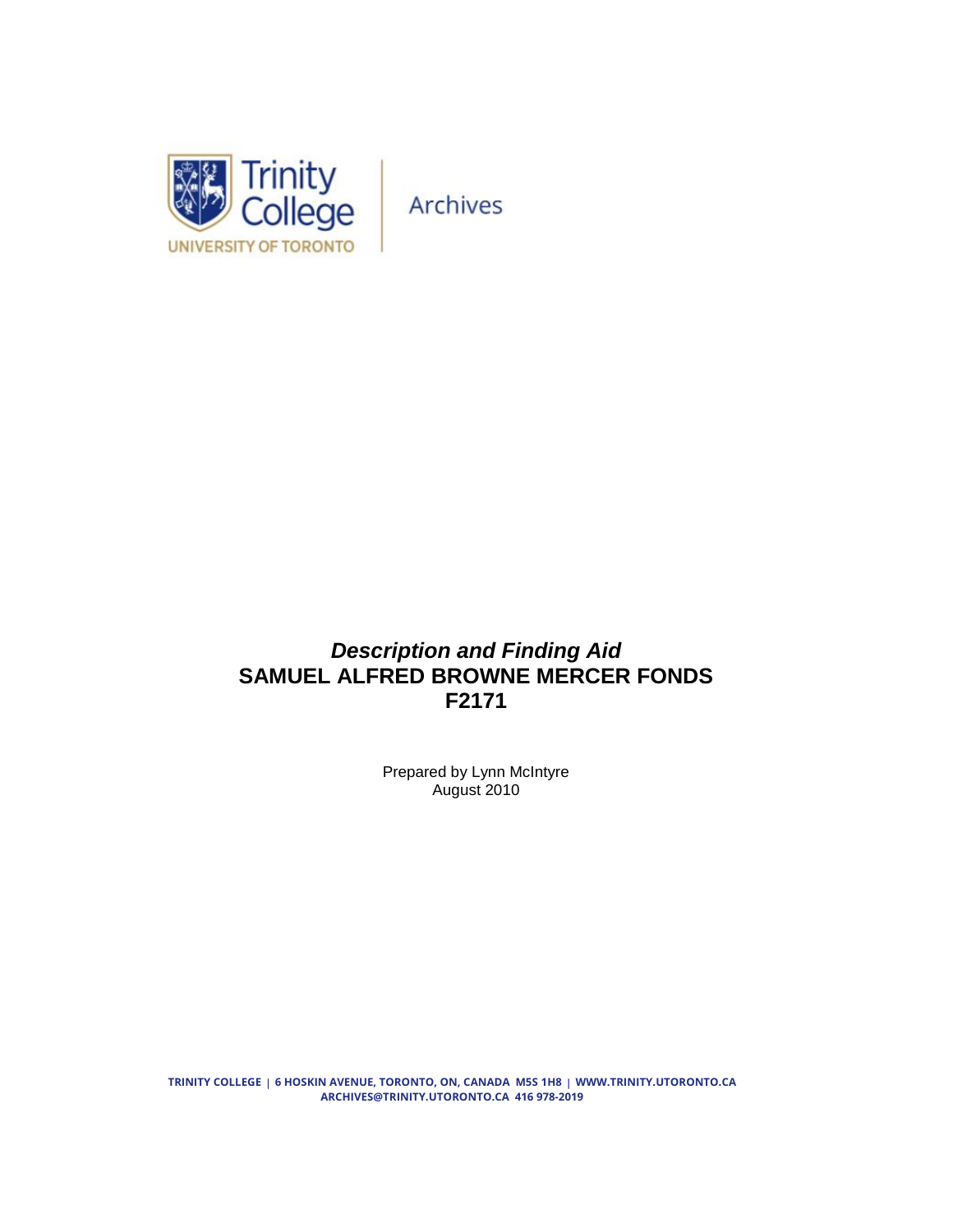Trinity College
UNIVERSITY OF TORONTO

Archives

# *Description and Finding Aid*
# SAMUEL ALFRED BROWNE MERCER FONDS
# F2171

Prepared by Lynn McIntyre
August 2010

TRINITY COLLEGE | 6 HOSKIN AVENUE, TORONTO, ON, CANADA M5S 1H8 | WWW.TRINITY.UTORONTO.CA
ARCHIVES@TRINITY.UTORONTO.CA 416 978-2019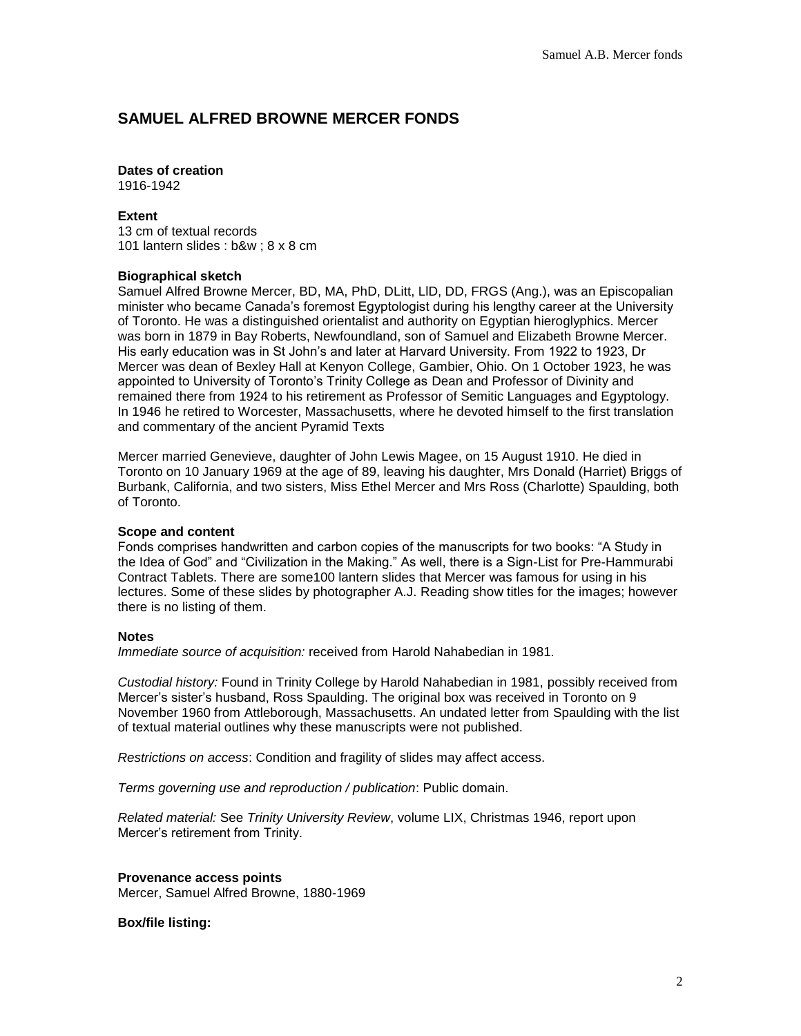## SAMUEL ALFRED BROWNE MERCER FONDS

**Dates of creation**
1916-1942

**Extent**
13 cm of textual records
101 lantern slides : b&w ; 8 x 8 cm

**Biographical sketch**
Samuel Alfred Browne Mercer, BD, MA, PhD, DLitt, LlD, DD, FRGS (Ang.), was an Episcopalian minister who became Canada's foremost Egyptologist during his lengthy career at the University of Toronto. He was a distinguished orientalist and authority on Egyptian hieroglyphics. Mercer was born in 1879 in Bay Roberts, Newfoundland, son of Samuel and Elizabeth Browne Mercer. His early education was in St John's and later at Harvard University. From 1922 to 1923, Dr Mercer was dean of Bexley Hall at Kenyon College, Gambier, Ohio. On 1 October 1923, he was appointed to University of Toronto's Trinity College as Dean and Professor of Divinity and remained there from 1924 to his retirement as Professor of Semitic Languages and Egyptology. In 1946 he retired to Worcester, Massachusetts, where he devoted himself to the first translation and commentary of the ancient Pyramid Texts

Mercer married Genevieve, daughter of John Lewis Magee, on 15 August 1910. He died in Toronto on 10 January 1969 at the age of 89, leaving his daughter, Mrs Donald (Harriet) Briggs of Burbank, California, and two sisters, Miss Ethel Mercer and Mrs Ross (Charlotte) Spaulding, both of Toronto.

**Scope and content**
Fonds comprises handwritten and carbon copies of the manuscripts for two books: "A Study in the Idea of God" and "Civilization in the Making." As well, there is a Sign-List for Pre-Hammurabi Contract Tablets. There are some100 lantern slides that Mercer was famous for using in his lectures. Some of these slides by photographer A.J. Reading show titles for the images; however there is no listing of them.

**Notes**
*Immediate source of acquisition:* received from Harold Nahabedian in 1981.

*Custodial history:* Found in Trinity College by Harold Nahabedian in 1981, possibly received from Mercer's sister's husband, Ross Spaulding. The original box was received in Toronto on 9 November 1960 from Attleborough, Massachusetts. An undated letter from Spaulding with the list of textual material outlines why these manuscripts were not published.

*Restrictions on access*: Condition and fragility of slides may affect access.

*Terms governing use and reproduction / publication*: Public domain.

*Related material:* See *Trinity University Review*, volume LIX, Christmas 1946, report upon Mercer's retirement from Trinity.

**Provenance access points**
Mercer, Samuel Alfred Browne, 1880-1969

**Box/file listing:**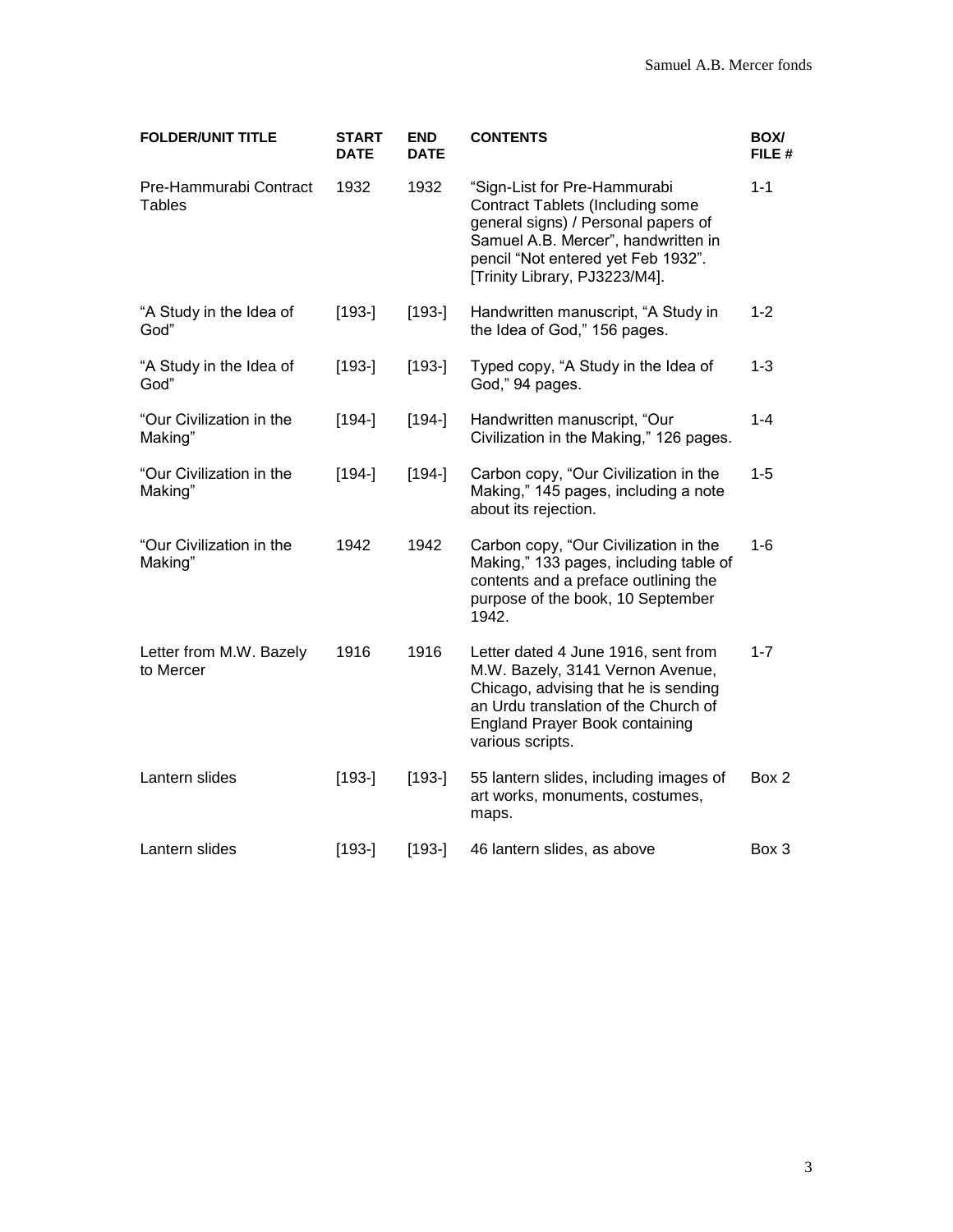| FOLDER/UNIT TITLE | START DATE | END DATE | CONTENTS | BOX/ FILE # |
|---|---|---|---|---|
| Pre-Hammurabi Contract Tables | 1932 | 1932 | "Sign-List for Pre-Hammurabi Contract Tablets (Including some general signs) / Personal papers of Samuel A.B. Mercer", handwritten in pencil "Not entered yet Feb 1932". [Trinity Library, PJ3223/M4]. | 1-1 |
| "A Study in the Idea of God" | [193-] | [193-] | Handwritten manuscript, "A Study in the Idea of God," 156 pages. | 1-2 |
| "A Study in the Idea of God" | [193-] | [193-] | Typed copy, "A Study in the Idea of God," 94 pages. | 1-3 |
| "Our Civilization in the Making" | [194-] | [194-] | Handwritten manuscript, "Our Civilization in the Making," 126 pages. | 1-4 |
| "Our Civilization in the Making" | [194-] | [194-] | Carbon copy, "Our Civilization in the Making," 145 pages, including a note about its rejection. | 1-5 |
| "Our Civilization in the Making" | 1942 | 1942 | Carbon copy, "Our Civilization in the Making," 133 pages, including table of contents and a preface outlining the purpose of the book, 10 September 1942. | 1-6 |
| Letter from M.W. Bazely to Mercer | 1916 | 1916 | Letter dated 4 June 1916, sent from M.W. Bazely, 3141 Vernon Avenue, Chicago, advising that he is sending an Urdu translation of the Church of England Prayer Book containing various scripts. | 1-7 |
| Lantern slides | [193-] | [193-] | 55 lantern slides, including images of art works, monuments, costumes, maps. | Box 2 |
| Lantern slides | [193-] | [193-] | 46 lantern slides, as above | Box 3 |